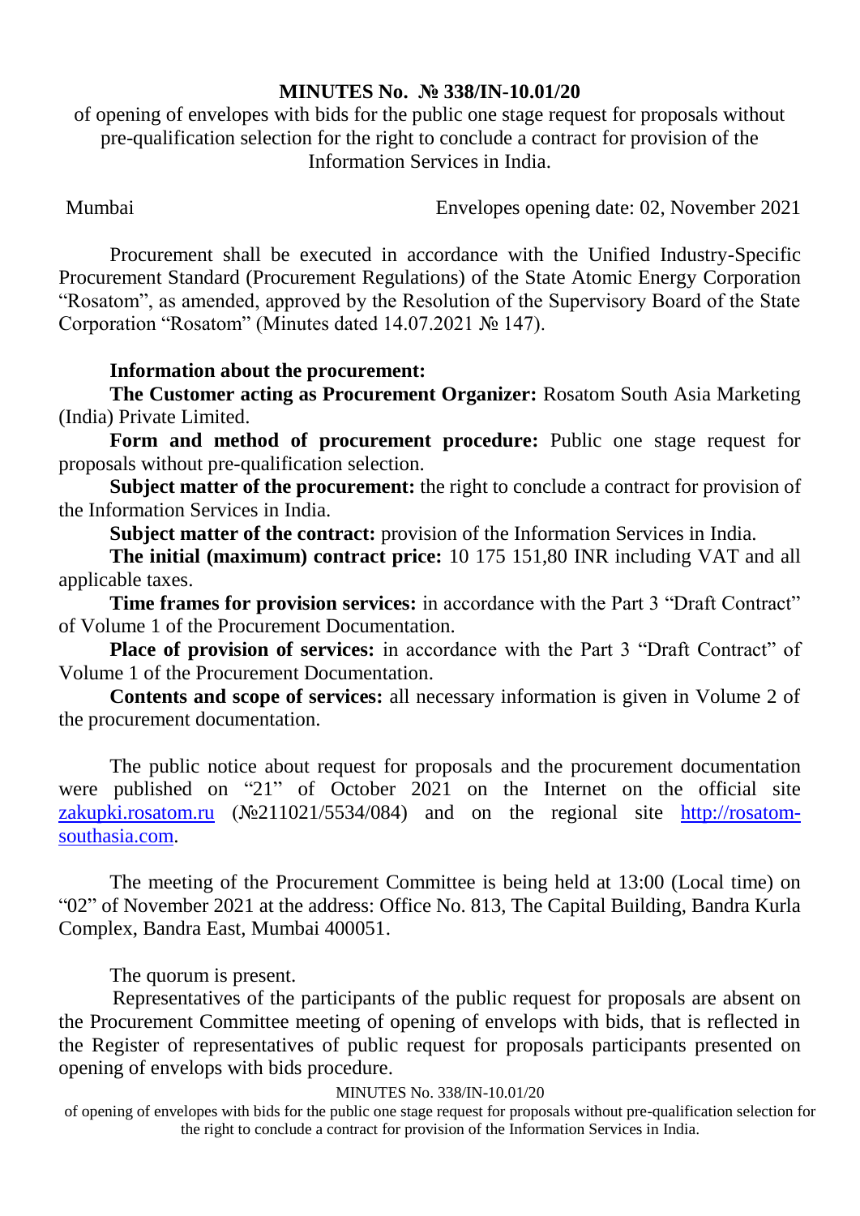**MINUTES No. № 338/IN-10.01/20**

of opening of envelopes with bids for the public one stage request for proposals without pre-qualification selection for the right to conclude a contract for provision of the Information Services in India.

Mumbai Envelopes opening date: 02, November 2021

Procurement shall be executed in accordance with the Unified Industry-Specific Procurement Standard (Procurement Regulations) of the State Atomic Energy Corporation "Rosatom", as amended, approved by the Resolution of the Supervisory Board of the State Corporation "Rosatom" (Minutes dated 14.07.2021 № 147).

**Information about the procurement:**

**The Customer acting as Procurement Organizer:** Rosatom South Asia Marketing (India) Private Limited.

**Form and method of procurement procedure:** Public one stage request for proposals without pre-qualification selection.

**Subject matter of the procurement:** the right to conclude a contract for provision of the Information Services in India.

**Subject matter of the contract:** provision of the Information Services in India.

**The initial (maximum) contract price:** 10 175 151,80 INR including VAT and all applicable taxes.

**Time frames for provision services:** in accordance with the Part 3 "Draft Contract" of Volume 1 of the Procurement Documentation.

**Place of provision of services:** in accordance with the Part 3 "Draft Contract" of Volume 1 of the Procurement Documentation.

**Contents and scope of services:** all necessary information is given in Volume 2 of the procurement documentation.

The public notice about request for proposals and the procurement documentation were published on "21" of October 2021 on the Internet on the official site zakupki.rosatom.ru (№211021/5534/084) and on the regional site http://rosatom-southasia.com.

The meeting of the Procurement Committee is being held at 13:00 (Local time) on "02" of November 2021 at the address: Office No. 813, The Capital Building, Bandra Kurla Complex, Bandra East, Mumbai 400051.

The quorum is present.

Representatives of the participants of the public request for proposals are absent on the Procurement Committee meeting of opening of envelops with bids, that is reflected in the Register of representatives of public request for proposals participants presented on opening of envelops with bids procedure.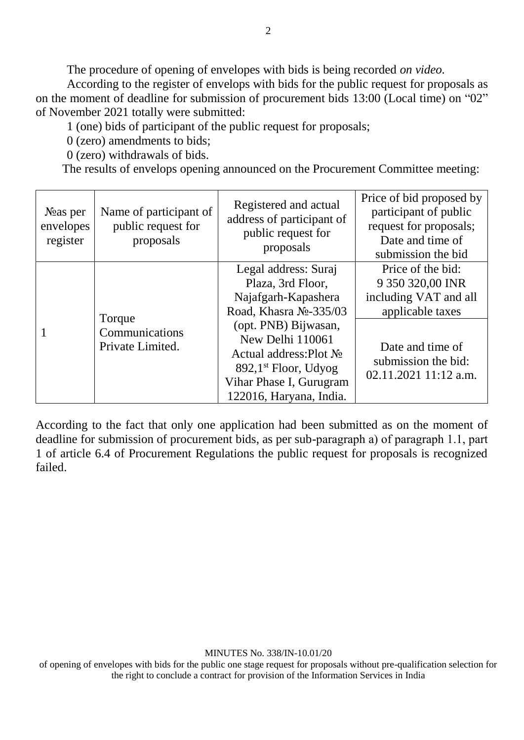The procedure of opening of envelopes with bids is being recorded *on video*.

According to the register of envelops with bids for the public request for proposals as on the moment of deadline for submission of procurement bids 13:00 (Local time) on "02" of November 2021 totally were submitted:

1 (one) bids of participant of the public request for proposals;

0 (zero) amendments to bids;

0 (zero) withdrawals of bids.

The results of envelops opening announced on the Procurement Committee meeting:

| №as per envelopes register | Name of participant of public request for proposals | Registered and actual address of participant of public request for proposals | Price of bid proposed by participant of public request for proposals; Date and time of submission the bid |
|---|---|---|---|
| 1 | Torque Communications Private Limited. | Legal address: Suraj Plaza, 3rd Floor, Najafgarh-Kapashera Road, Khasra №-335/03 (opt. PNB) Bijwasan, New Delhi 110061 Actual address:Plot № 892,1st Floor, Udyog Vihar Phase I, Gurugram 122016, Haryana, India. | Price of the bid: 9 350 320,00 INR including VAT and all applicable taxes<br>Date and time of submission the bid: 02.11.2021 11:12 a.m. |

According to the fact that only one application had been submitted as on the moment of deadline for submission of procurement bids, as per sub-paragraph a) of paragraph 1.1, part 1 of article 6.4 of Procurement Regulations the public request for proposals is recognized failed.

MINUTES No. 338/IN-10.01/20

of opening of envelopes with bids for the public one stage request for proposals without pre-qualification selection for the right to conclude a contract for provision of the Information Services in India